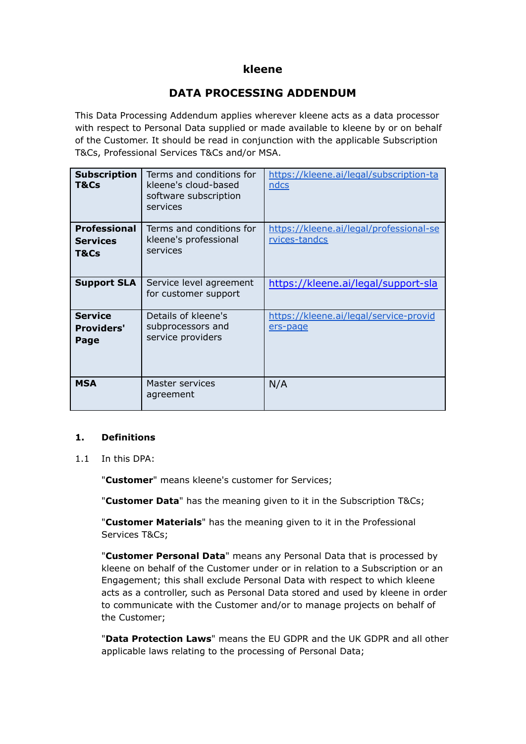# kleene

## DATA PROCESSING ADDENDUM

This Data Processing Addendum applies wherever kleene acts as a data processor with respect to Personal Data supplied or made available to kleene by or on behalf of the Customer. It should be read in conjunction with the applicable Subscription T&Cs, Professional Services T&Cs and/or MSA.

| | | |
|---|---|---|
| **Subscription T&Cs** | Terms and conditions for kleene's cloud-based software subscription services | https://kleene.ai/legal/subscription-tandcs |
| **Professional Services T&Cs** | Terms and conditions for kleene's professional services | https://kleene.ai/legal/professional-services-tandcs |
| **Support SLA** | Service level agreement for customer support | https://kleene.ai/legal/support-sla |
| **Service Providers' Page** | Details of kleene's subprocessors and service providers | https://kleene.ai/legal/service-providers-page |
| **MSA** | Master services agreement | N/A |

### 1. Definitions

1.1 In this DPA:

"**Customer**" means kleene's customer for Services;

"**Customer Data**" has the meaning given to it in the Subscription T&Cs;

"**Customer Materials**" has the meaning given to it in the Professional Services T&Cs;

"**Customer Personal Data**" means any Personal Data that is processed by kleene on behalf of the Customer under or in relation to a Subscription or an Engagement; this shall exclude Personal Data with respect to which kleene acts as a controller, such as Personal Data stored and used by kleene in order to communicate with the Customer and/or to manage projects on behalf of the Customer;

"**Data Protection Laws**" means the EU GDPR and the UK GDPR and all other applicable laws relating to the processing of Personal Data;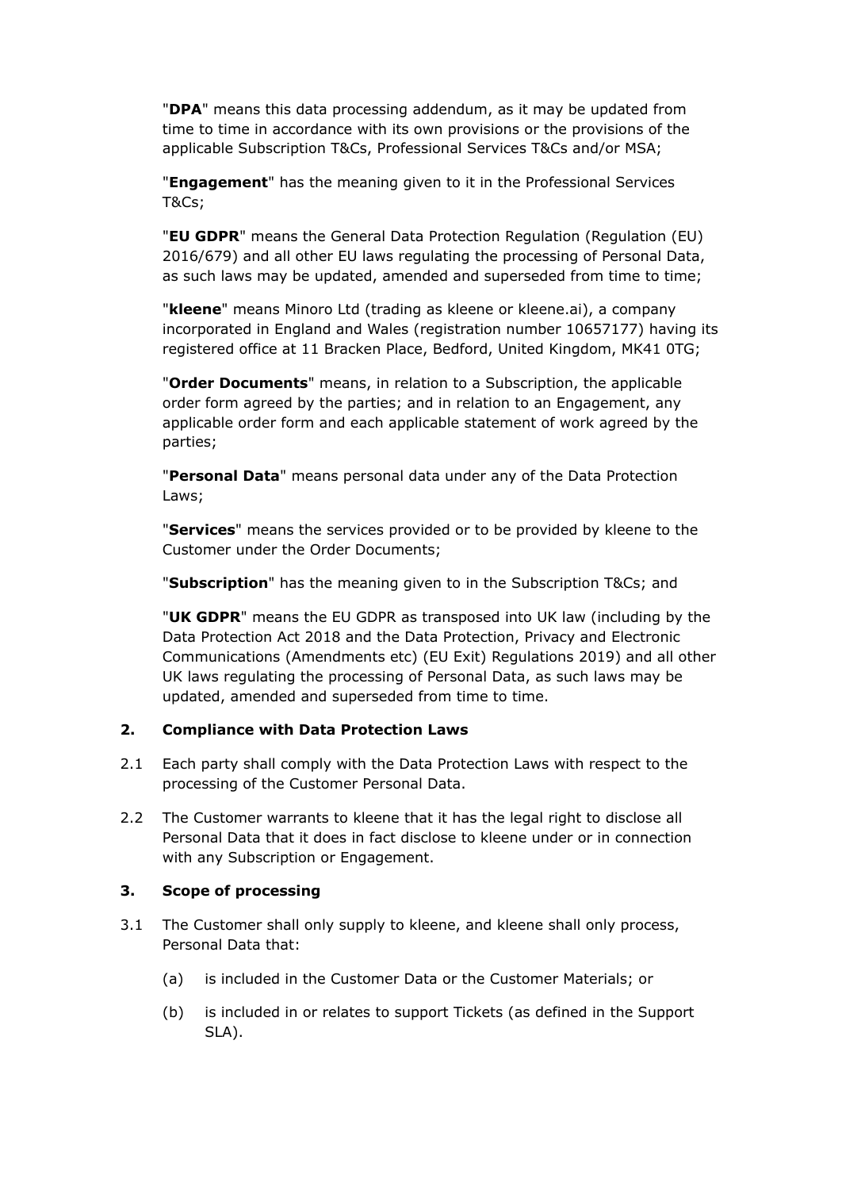"**DPA**" means this data processing addendum, as it may be updated from time to time in accordance with its own provisions or the provisions of the applicable Subscription T&Cs, Professional Services T&Cs and/or MSA;

"**Engagement**" has the meaning given to it in the Professional Services T&Cs;

"**EU GDPR**" means the General Data Protection Regulation (Regulation (EU) 2016/679) and all other EU laws regulating the processing of Personal Data, as such laws may be updated, amended and superseded from time to time;

"**kleene**" means Minoro Ltd (trading as kleene or kleene.ai), a company incorporated in England and Wales (registration number 10657177) having its registered office at 11 Bracken Place, Bedford, United Kingdom, MK41 0TG;

"**Order Documents**" means, in relation to a Subscription, the applicable order form agreed by the parties; and in relation to an Engagement, any applicable order form and each applicable statement of work agreed by the parties;

"**Personal Data**" means personal data under any of the Data Protection Laws;

"**Services**" means the services provided or to be provided by kleene to the Customer under the Order Documents;

"**Subscription**" has the meaning given to in the Subscription T&Cs; and

"**UK GDPR**" means the EU GDPR as transposed into UK law (including by the Data Protection Act 2018 and the Data Protection, Privacy and Electronic Communications (Amendments etc) (EU Exit) Regulations 2019) and all other UK laws regulating the processing of Personal Data, as such laws may be updated, amended and superseded from time to time.

## 2. Compliance with Data Protection Laws

2.1 Each party shall comply with the Data Protection Laws with respect to the processing of the Customer Personal Data.

2.2 The Customer warrants to kleene that it has the legal right to disclose all Personal Data that it does in fact disclose to kleene under or in connection with any Subscription or Engagement.

## 3. Scope of processing

3.1 The Customer shall only supply to kleene, and kleene shall only process, Personal Data that:

(a) is included in the Customer Data or the Customer Materials; or

(b) is included in or relates to support Tickets (as defined in the Support SLA).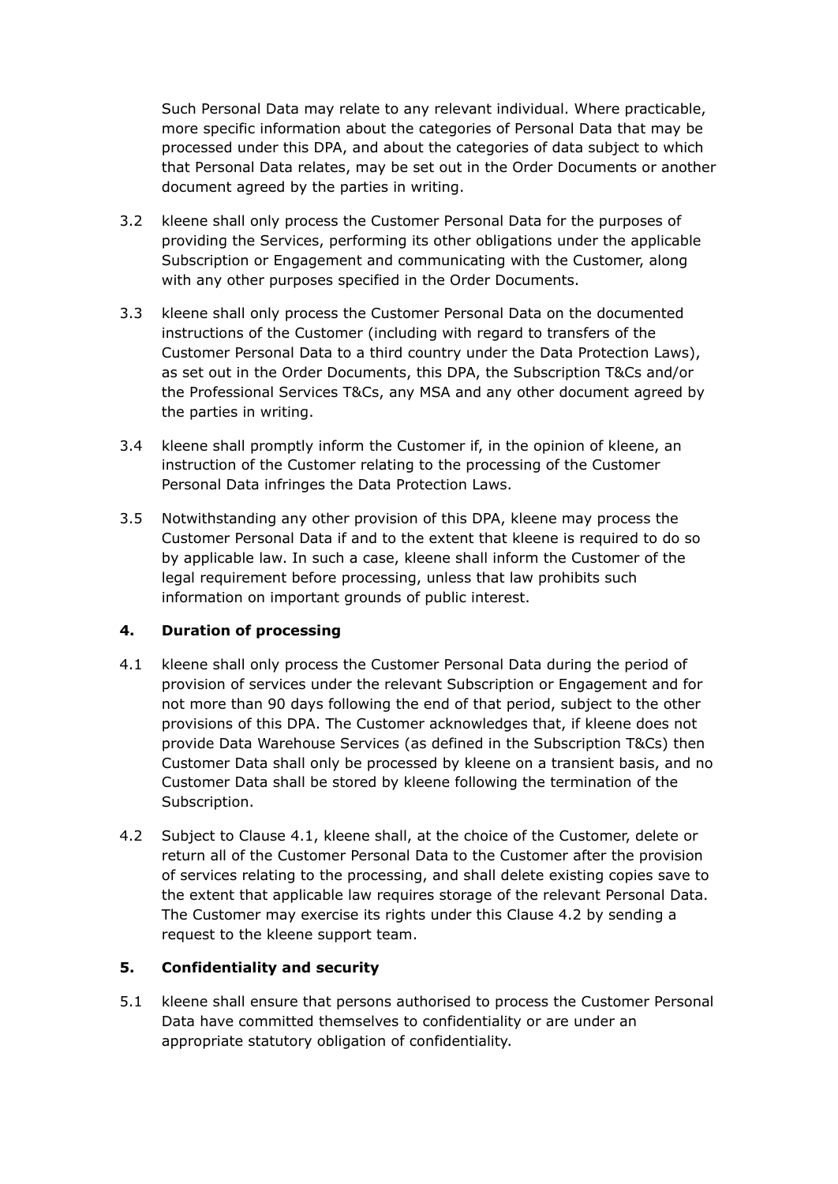Such Personal Data may relate to any relevant individual. Where practicable, more specific information about the categories of Personal Data that may be processed under this DPA, and about the categories of data subject to which that Personal Data relates, may be set out in the Order Documents or another document agreed by the parties in writing.

3.2 kleene shall only process the Customer Personal Data for the purposes of providing the Services, performing its other obligations under the applicable Subscription or Engagement and communicating with the Customer, along with any other purposes specified in the Order Documents.

3.3 kleene shall only process the Customer Personal Data on the documented instructions of the Customer (including with regard to transfers of the Customer Personal Data to a third country under the Data Protection Laws), as set out in the Order Documents, this DPA, the Subscription T&Cs and/or the Professional Services T&Cs, any MSA and any other document agreed by the parties in writing.

3.4 kleene shall promptly inform the Customer if, in the opinion of kleene, an instruction of the Customer relating to the processing of the Customer Personal Data infringes the Data Protection Laws.

3.5 Notwithstanding any other provision of this DPA, kleene may process the Customer Personal Data if and to the extent that kleene is required to do so by applicable law. In such a case, kleene shall inform the Customer of the legal requirement before processing, unless that law prohibits such information on important grounds of public interest.

**4. Duration of processing**

4.1 kleene shall only process the Customer Personal Data during the period of provision of services under the relevant Subscription or Engagement and for not more than 90 days following the end of that period, subject to the other provisions of this DPA. The Customer acknowledges that, if kleene does not provide Data Warehouse Services (as defined in the Subscription T&Cs) then Customer Data shall only be processed by kleene on a transient basis, and no Customer Data shall be stored by kleene following the termination of the Subscription.

4.2 Subject to Clause 4.1, kleene shall, at the choice of the Customer, delete or return all of the Customer Personal Data to the Customer after the provision of services relating to the processing, and shall delete existing copies save to the extent that applicable law requires storage of the relevant Personal Data. The Customer may exercise its rights under this Clause 4.2 by sending a request to the kleene support team.

**5. Confidentiality and security**

5.1 kleene shall ensure that persons authorised to process the Customer Personal Data have committed themselves to confidentiality or are under an appropriate statutory obligation of confidentiality.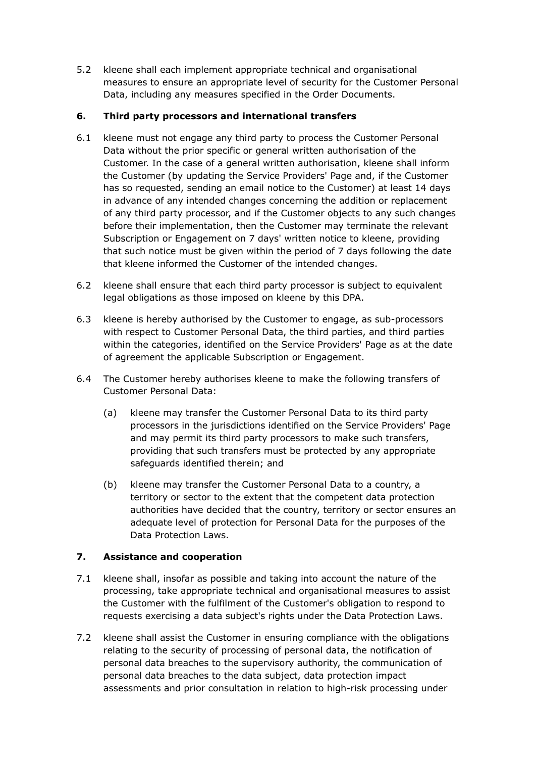5.2 kleene shall each implement appropriate technical and organisational measures to ensure an appropriate level of security for the Customer Personal Data, including any measures specified in the Order Documents.

## 6. Third party processors and international transfers

6.1 kleene must not engage any third party to process the Customer Personal Data without the prior specific or general written authorisation of the Customer. In the case of a general written authorisation, kleene shall inform the Customer (by updating the Service Providers' Page and, if the Customer has so requested, sending an email notice to the Customer) at least 14 days in advance of any intended changes concerning the addition or replacement of any third party processor, and if the Customer objects to any such changes before their implementation, then the Customer may terminate the relevant Subscription or Engagement on 7 days' written notice to kleene, providing that such notice must be given within the period of 7 days following the date that kleene informed the Customer of the intended changes.

6.2 kleene shall ensure that each third party processor is subject to equivalent legal obligations as those imposed on kleene by this DPA.

6.3 kleene is hereby authorised by the Customer to engage, as sub-processors with respect to Customer Personal Data, the third parties, and third parties within the categories, identified on the Service Providers' Page as at the date of agreement the applicable Subscription or Engagement.

6.4 The Customer hereby authorises kleene to make the following transfers of Customer Personal Data:

(a) kleene may transfer the Customer Personal Data to its third party processors in the jurisdictions identified on the Service Providers' Page and may permit its third party processors to make such transfers, providing that such transfers must be protected by any appropriate safeguards identified therein; and

(b) kleene may transfer the Customer Personal Data to a country, a territory or sector to the extent that the competent data protection authorities have decided that the country, territory or sector ensures an adequate level of protection for Personal Data for the purposes of the Data Protection Laws.

## 7. Assistance and cooperation

7.1 kleene shall, insofar as possible and taking into account the nature of the processing, take appropriate technical and organisational measures to assist the Customer with the fulfilment of the Customer's obligation to respond to requests exercising a data subject's rights under the Data Protection Laws.

7.2 kleene shall assist the Customer in ensuring compliance with the obligations relating to the security of processing of personal data, the notification of personal data breaches to the supervisory authority, the communication of personal data breaches to the data subject, data protection impact assessments and prior consultation in relation to high-risk processing under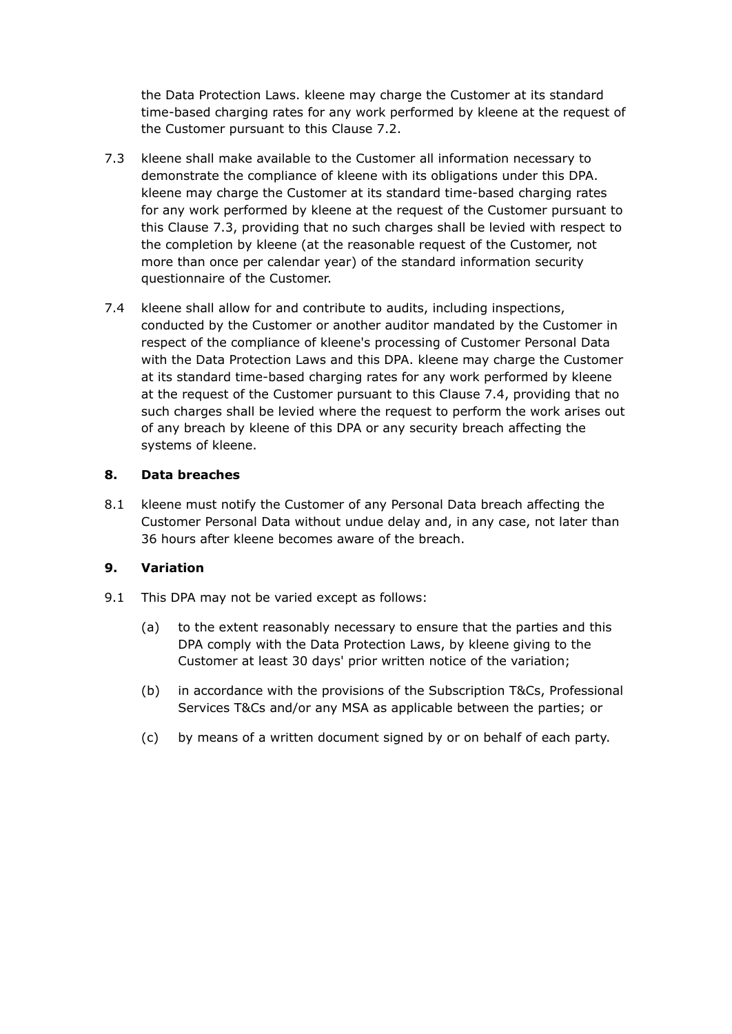the Data Protection Laws. kleene may charge the Customer at its standard time-based charging rates for any work performed by kleene at the request of the Customer pursuant to this Clause 7.2.

7.3 kleene shall make available to the Customer all information necessary to demonstrate the compliance of kleene with its obligations under this DPA. kleene may charge the Customer at its standard time-based charging rates for any work performed by kleene at the request of the Customer pursuant to this Clause 7.3, providing that no such charges shall be levied with respect to the completion by kleene (at the reasonable request of the Customer, not more than once per calendar year) of the standard information security questionnaire of the Customer.

7.4 kleene shall allow for and contribute to audits, including inspections, conducted by the Customer or another auditor mandated by the Customer in respect of the compliance of kleene's processing of Customer Personal Data with the Data Protection Laws and this DPA. kleene may charge the Customer at its standard time-based charging rates for any work performed by kleene at the request of the Customer pursuant to this Clause 7.4, providing that no such charges shall be levied where the request to perform the work arises out of any breach by kleene of this DPA or any security breach affecting the systems of kleene.

**8. Data breaches**

8.1 kleene must notify the Customer of any Personal Data breach affecting the Customer Personal Data without undue delay and, in any case, not later than 36 hours after kleene becomes aware of the breach.

**9. Variation**

9.1 This DPA may not be varied except as follows:

(a) to the extent reasonably necessary to ensure that the parties and this DPA comply with the Data Protection Laws, by kleene giving to the Customer at least 30 days' prior written notice of the variation;

(b) in accordance with the provisions of the Subscription T&Cs, Professional Services T&Cs and/or any MSA as applicable between the parties; or

(c) by means of a written document signed by or on behalf of each party.